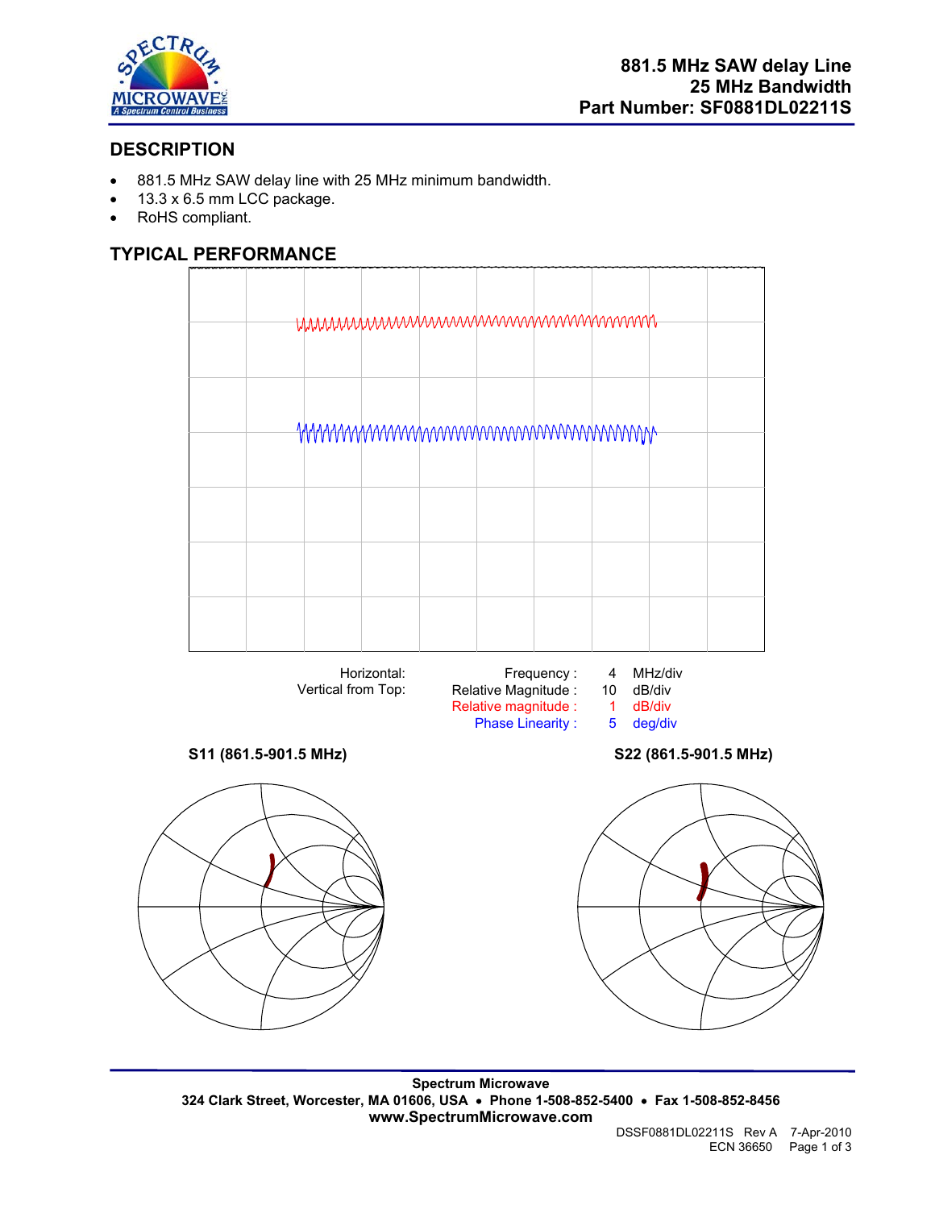# 881.5 MHz SAW delay Line
## 25 MHz Bandwidth
## Part Number: SF0881DL02211S

## DESCRIPTION

- 881.5 MHz SAW delay line with 25 MHz minimum bandwidth.
- 13.3 x 6.5 mm LCC package.
- RoHS compliant.

## TYPICAL PERFORMANCE

| | | | |
|---|---|---|---|
| Horizontal: | Frequency : | 4 | MHz/div |
| Vertical from Top: | Relative Magnitude : | 10 | dB/div |
| | Relative magnitude : | 1 | dB/div |
| | Phase Linearity : | 5 | deg/div |

**S11 (861.5-901.5 MHz)**

**S22 (861.5-901.5 MHz)**

**Spectrum Microwave**
**324 Clark Street, Worcester, MA 01606, USA • Phone 1-508-852-5400 • Fax 1-508-852-8456**
**www.SpectrumMicrowave.com**

DSSF0881DL02211S Rev A 7-Apr-2010
ECN 36650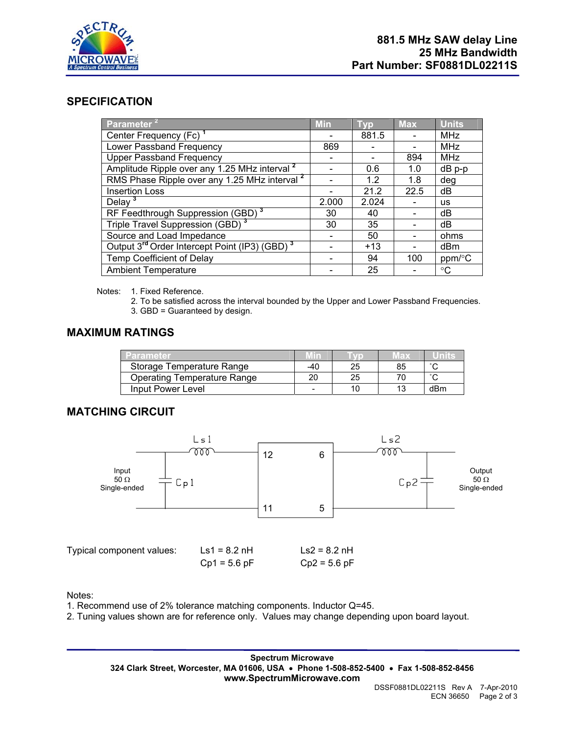# 881.5 MHz SAW delay Line
## 25 MHz Bandwidth
## Part Number: SF0881DL02211S

## SPECIFICATION

| Parameter [2] | Min | Typ | Max | Units |
|---|---|---|---|---|
| Center Frequency (Fc) [1] | - | 881.5 | - | MHz |
| Lower Passband Frequency | 869 | - | - | MHz |
| Upper Passband Frequency | - | - | 894 | MHz |
| Amplitude Ripple over any 1.25 MHz interval [2] | - | 0.6 | 1.0 | dB p-p |
| RMS Phase Ripple over any 1.25 MHz interval [2] | - | 1.2 | 1.8 | deg |
| Insertion Loss | - | 21.2 | 22.5 | dB |
| Delay [3] | 2.000 | 2.024 | - | us |
| RF Feedthrough Suppression (GBD) [3] | 30 | 40 | - | dB |
| Triple Travel Suppression (GBD) [3] | 30 | 35 | - | dB |
| Source and Load Impedance | - | 50 | - | ohms |
| Output 3rd Order Intercept Point (IP3) (GBD) [3] | - | +13 | - | dBm |
| Temp Coefficient of Delay | - | 94 | 100 | ppm/°C |
| Ambient Temperature | - | 25 | - | °C |

Notes:
1. Fixed Reference.
2. To be satisfied across the interval bounded by the Upper and Lower Passband Frequencies.
3. GBD = Guaranteed by design.

## MAXIMUM RATINGS

| Parameter | Min | Typ | Max | Units |
|---|---|---|---|---|
| Storage Temperature Range | -40 | 25 | 85 | °C |
| Operating Temperature Range | 20 | 25 | 70 | °C |
| Input Power Level | - | 10 | 13 | dBm |

## MATCHING CIRCUIT

Input 50 Ω Single-ended — Ls1, Cp1 — pins 12 / 11 — pins 6 / 5 — Ls2, Cp2 — Output 50 Ω Single-ended

Typical component values:

| | |
|---|---|
| Ls1 = 8.2 nH | Ls2 = 8.2 nH |
| Cp1 = 5.6 pF | Cp2 = 5.6 pF |

Notes:
1. Recommend use of 2% tolerance matching components. Inductor Q=45.
2. Tuning values shown are for reference only. Values may change depending upon board layout.

**Spectrum Microwave**
**324 Clark Street, Worcester, MA 01606, USA • Phone 1-508-852-5400 • Fax 1-508-852-8456**
**www.SpectrumMicrowave.com**

DSSF0881DL02211S Rev A 7-Apr-2010
ECN 36650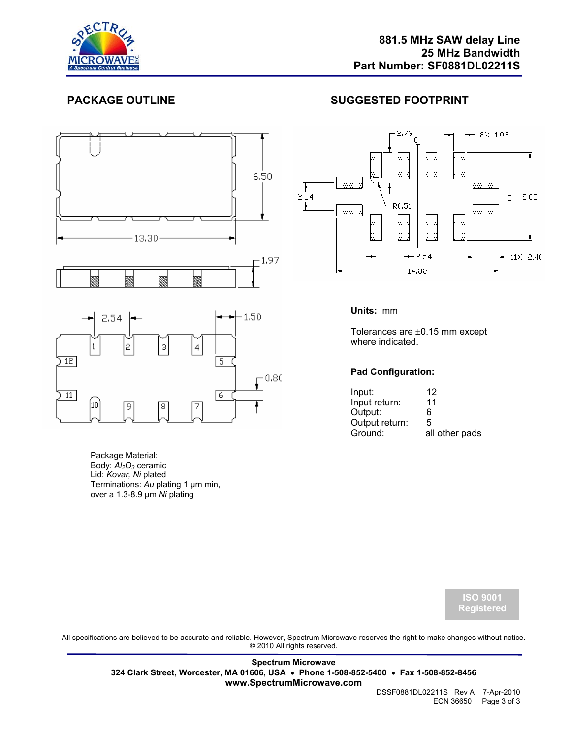## PACKAGE OUTLINE

## SUGGESTED FOOTPRINT

6.50

13.30

1.97

2.54

1.50

0.80

2.79

12X 1.02

2.54

R0.51

8.05

2.54

11X 2.40

14.88

**Units:** mm

Tolerances are ±0.15 mm except where indicated.

**Pad Configuration:**

| | |
|---|---|
| Input: | 12 |
| Input return: | 11 |
| Output: | 6 |
| Output return: | 5 |
| Ground: | all other pads |

Package Material:
Body: *$Al_2O_3$* ceramic
Lid: *Kovar, Ni* plated
Terminations: *Au* plating 1 µm min, over a 1.3-8.9 µm *Ni* plating

ISO 9001 Registered

All specifications are believed to be accurate and reliable. However, Spectrum Microwave reserves the right to make changes without notice.
© 2010 All rights reserved.

**Spectrum Microwave**
**324 Clark Street, Worcester, MA 01606, USA • Phone 1-508-852-5400 • Fax 1-508-852-8456**
**www.SpectrumMicrowave.com**

DSSF0881DL02211S Rev A 7-Apr-2010
ECN 36650